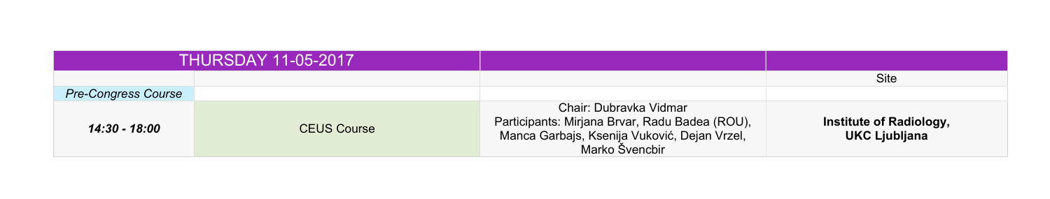| THURSDAY 11-05-2017 | | | |
|---|---|---|---|
| | | | Site |
| *Pre-Congress Course* | | | |
| ***14:30 - 18:00*** | CEUS Course | Chair: Dubravka Vidmar<br>Participants: Mirjana Brvar, Radu Badea (ROU), Manca Garbajs, Ksenija Vuković, Dejan Vrzel, Marko Švencbir | **Institute of Radiology, UKC Ljubljana** |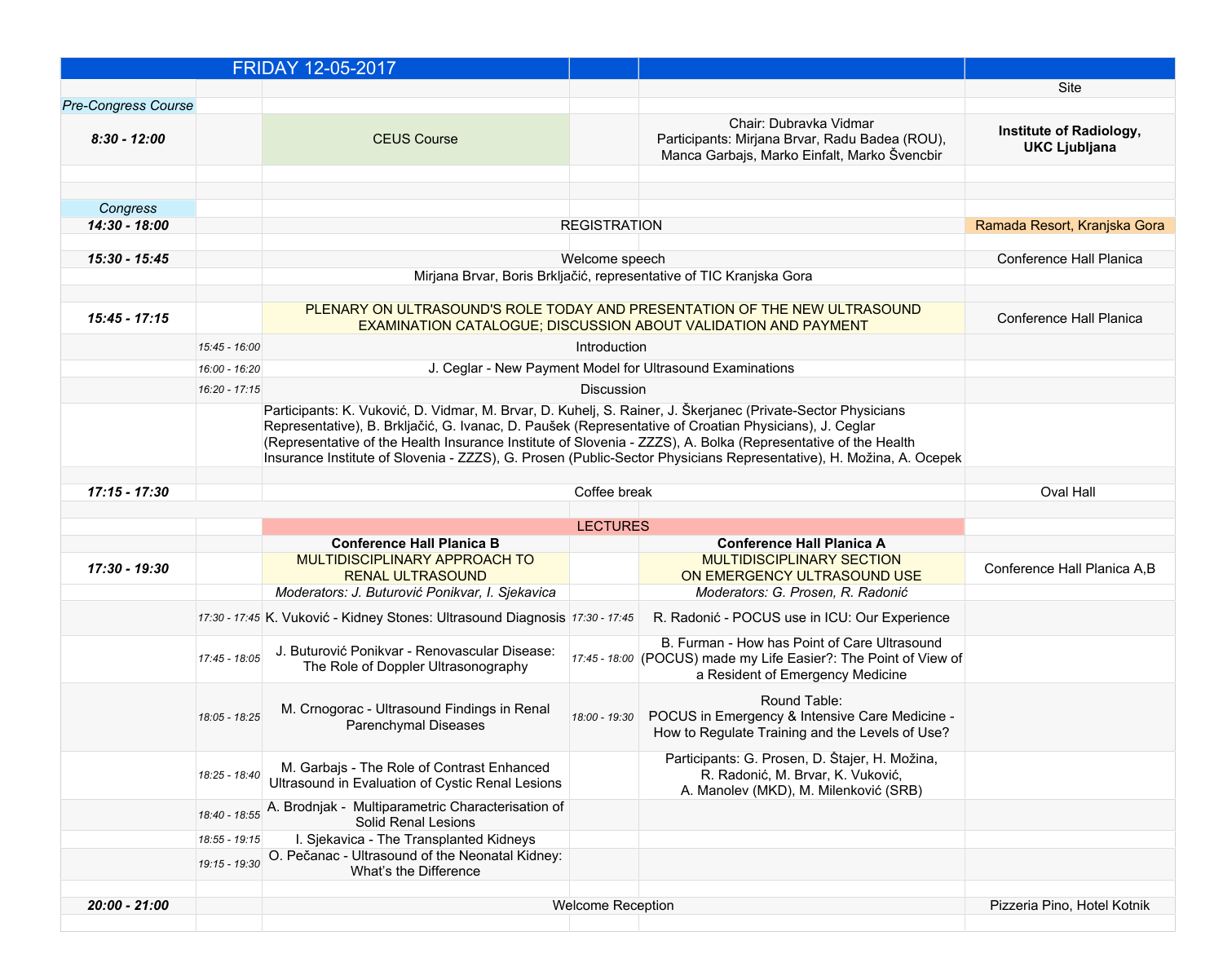| FRIDAY 12-05-2017 | | | | | |
|---|---|---|---|---|---|
| | | | | | Site |
| *Pre-Congress Course* | | | | | |
| ***8:30 - 12:00*** | | CEUS Course | | Chair: Dubravka Vidmar<br>Participants: Mirjana Brvar, Radu Badea (ROU), Manca Garbajs, Marko Einfalt, Marko Švencbir | **Institute of Radiology, UKC Ljubljana** |
| *Congress* | | | | | |
| ***14:30 - 18:00*** | | REGISTRATION | | | Ramada Resort, Kranjska Gora |
| ***15:30 - 15:45*** | | Welcome speech | | | Conference Hall Planica |
| | | Mirjana Brvar, Boris Brkljačić, representative of TIC Kranjska Gora | | | |
| ***15:45 - 17:15*** | | PLENARY ON ULTRASOUND'S ROLE TODAY AND PRESENTATION OF THE NEW ULTRASOUND EXAMINATION CATALOGUE; DISCUSSION ABOUT VALIDATION AND PAYMENT | | | Conference Hall Planica |
| | *15:45 - 16:00* | Introduction | | | |
| | *16:00 - 16:20* | J. Ceglar - New Payment Model for Ultrasound Examinations | | | |
| | *16:20 - 17:15* | Discussion | | | |
| | | Participants: K. Vuković, D. Vidmar, M. Brvar, D. Kuhelj, S. Rainer, J. Škerjanec (Private-Sector Physicians Representative), B. Brkljačić, G. Ivanac, D. Paušek (Representative of Croatian Physicians), J. Ceglar (Representative of the Health Insurance Institute of Slovenia - ZZZS), A. Bolka (Representative of the Health Insurance Institute of Slovenia - ZZZS), G. Prosen (Public-Sector Physicians Representative), H. Možina, A. Ocepek | | | |
| ***17:15 - 17:30*** | | Coffee break | | | Oval Hall |
| | | LECTURES | | | |
| | | **Conference Hall Planica B** | | **Conference Hall Planica A** | |
| ***17:30 - 19:30*** | | MULTIDISCIPLINARY APPROACH TO RENAL ULTRASOUND | | MULTIDISCIPLINARY SECTION ON EMERGENCY ULTRASOUND USE | Conference Hall Planica A,B |
| | | *Moderators: J. Buturović Ponikvar, I. Sjekavica* | | *Moderators: G. Prosen, R. Radonić* | |
| | *17:30 - 17:45* | K. Vuković - Kidney Stones: Ultrasound Diagnosis | *17:30 - 17:45* | R. Radonić - POCUS use in ICU: Our Experience | |
| | *17:45 - 18:05* | J. Buturović Ponikvar - Renovascular Disease: The Role of Doppler Ultrasonography | *17:45 - 18:00* | B. Furman - How has Point of Care Ultrasound (POCUS) made my Life Easier?: The Point of View of a Resident of Emergency Medicine | |
| | *18:05 - 18:25* | M. Crnogorac - Ultrasound Findings in Renal Parenchymal Diseases | *18:00 - 19:30* | Round Table:<br>POCUS in Emergency & Intensive Care Medicine - How to Regulate Training and the Levels of Use? | |
| | *18:25 - 18:40* | M. Garbajs - The Role of Contrast Enhanced Ultrasound in Evaluation of Cystic Renal Lesions | | Participants: G. Prosen, D. Štajer, H. Možina, R. Radonić, M. Brvar, K. Vuković, A. Manolev (MKD), M. Milenković (SRB) | |
| | *18:40 - 18:55* | A. Brodnjak - Multiparametric Characterisation of Solid Renal Lesions | | | |
| | *18:55 - 19:15* | I. Sjekavica - The Transplanted Kidneys | | | |
| | *19:15 - 19:30* | O. Pečanac - Ultrasound of the Neonatal Kidney: What's the Difference | | | |
| ***20:00 - 21:00*** | | Welcome Reception | | | Pizzeria Pino, Hotel Kotnik |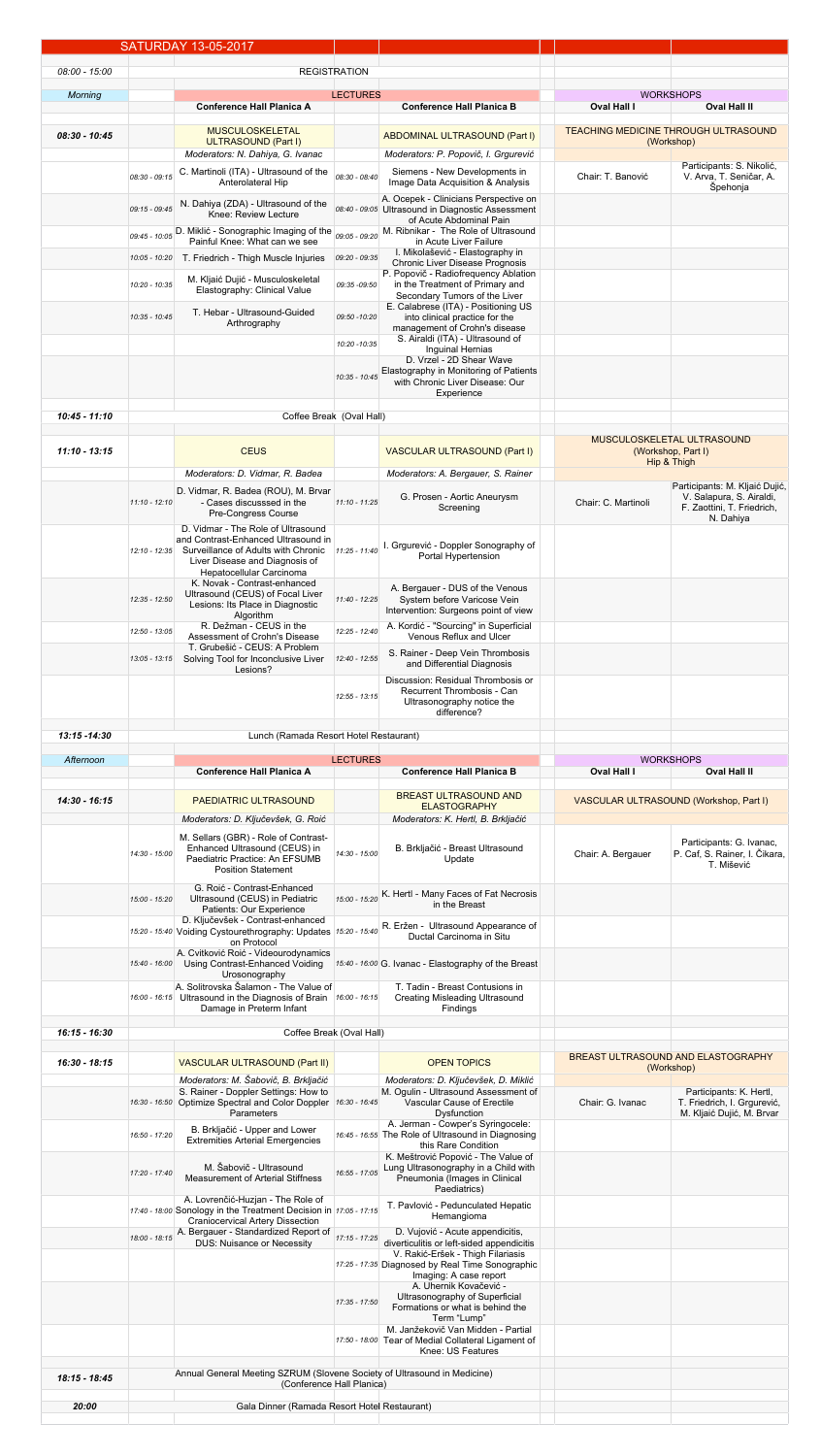## SATURDAY 13-05-2017

| | | | | | | |
|---|---|---|---|---|---|---|
| 08:00 - 15:00 | REGISTRATION | | | | | |
| *Morning* | | LECTURES | | | WORKSHOPS | |
| | | **Conference Hall Planica A** | | **Conference Hall Planica B** | **Oval Hall I** | **Oval Hall II** |
| **08:30 - 10:45** | | MUSCULOSKELETAL ULTRASOUND (Part I) | | ABDOMINAL ULTRASOUND (Part I) | TEACHING MEDICINE THROUGH ULTRASOUND (Workshop) | |
| | | *Moderators: N. Dahiya, G. Ivanac* | | *Moderators: P. Popović, I. Grgurević* | | |
| | *08:30 - 09:15* | C. Martinoli (ITA) - Ultrasound of the Anterolateral Hip | *08:30 - 08:40* | Siemens - New Developments in Image Data Acquisition & Analysis | Chair: T. Banović | Participants: S. Nikolić, V. Arva, T. Seničar, A. Špehonja |
| | *09:15 - 09:45* | N. Dahiya (ZDA) - Ultrasound of the Knee: Review Lecture | *08:40 - 09:05* | A. Ocepek - Clinicians Perspective on Ultrasound in Diagnostic Assessment of Acute Abdominal Pain | | |
| | *09:45 - 10:05* | D. Miklić - Sonographic Imaging of the Painful Knee: What can we see | *09:05 - 09:20* | M. Ribnikar - The Role of Ultrasound in Acute Liver Failure | | |
| | *10:05 - 10:20* | T. Friedrich - Thigh Muscle Injuries | *09:20 - 09:35* | I. Mikolašević - Elastography in Chronic Liver Disease Prognosis | | |
| | *10:20 - 10:35* | M. Kljaić Dujić - Musculoskeletal Elastography: Clinical Value | *09:35 -09:50* | P. Popović - Radiofrequency Ablation in the Treatment of Primary and Secondary Tumors of the Liver | | |
| | *10:35 - 10:45* | T. Hebar - Ultrasound-Guided Arthrography | *09:50 -10:20* | E. Calabrese (ITA) - Positioning US into clinical practice for the management of Crohn's disease | | |
| | | | *10:20 -10:35* | S. Airaldi (ITA) - Ultrasound of Inguinal Hernias | | |
| | | | *10:35 - 10:45* | D. Vrzel - 2D Shear Wave Elastography in Monitoring of Patients with Chronic Liver Disease: Our Experience | | |
| **10:45 - 11:10** | Coffee Break (Oval Hall) | | | | | |
| **11:10 - 13:15** | | CEUS | | VASCULAR ULTRASOUND (Part I) | MUSCULOSKELETAL ULTRASOUND (Workshop, Part I) Hip & Thigh | |
| | | *Moderators: D. Vidmar, R. Badea* | | *Moderators: A. Bergauer, S. Rainer* | | |
| | *11:10 - 12:10* | D. Vidmar, R. Badea (ROU), M. Brvar - Cases discusssed in the Pre-Congress Course | *11:10 - 11:25* | G. Prosen - Aortic Aneurysm Screening | Chair: C. Martinoli | Participants: M. Kljaić Dujić, V. Salapura, S. Airaldi, F. Zaottini, T. Friedrich, N. Dahiya |
| | *12:10 - 12:35* | D. Vidmar - The Role of Ultrasound and Contrast-Enhanced Ultrasound in Surveillance of Adults with Chronic Liver Disease and Diagnosis of Hepatocellular Carcinoma | *11:25 - 11:40* | I. Grgurević - Doppler Sonography of Portal Hypertension | | |
| | *12:35 - 12:50* | K. Novak - Contrast-enhanced Ultrasound (CEUS) of Focal Liver Lesions: Its Place in Diagnostic Algorithm | *11:40 - 12:25* | A. Bergauer - DUS of the Venous System before Varicose Vein Intervention: Surgeons point of view | | |
| | *12:50 - 13:05* | R. Dežman - CEUS in the Assessment of Crohn's Disease | *12:25 - 12:40* | A. Kordić - "Sourcing" in Superficial Venous Reflux and Ulcer | | |
| | *13:05 - 13:15* | T. Grubešić - CEUS: A Problem Solving Tool for Inconclusive Liver Lesions? | *12:40 - 12:55* | S. Rainer - Deep Vein Thrombosis and Differential Diagnosis | | |
| | | | *12:55 - 13:15* | Discussion: Residual Thrombosis or Recurrent Thrombosis - Can Ultrasonography notice the difference? | | |
| **13:15 -14:30** | Lunch (Ramada Resort Hotel Restaurant) | | | | | |
| *Afternoon* | | LECTURES | | | WORKSHOPS | |
| | | **Conference Hall Planica A** | | **Conference Hall Planica B** | **Oval Hall I** | **Oval Hall II** |
| **14:30 - 16:15** | | PAEDIATRIC ULTRASOUND | | BREAST ULTRASOUND AND ELASTOGRAPHY | VASCULAR ULTRASOUND (Workshop, Part I) | |
| | | *Moderators: D. Ključevšek, G. Roić* | | *Moderators: K. Hertl, B. Brkljačić* | | |
| | *14:30 - 15:00* | M. Sellars (GBR) - Role of Contrast-Enhanced Ultrasound (CEUS) in Paediatric Practice: An EFSUMB Position Statement | *14:30 - 15:00* | B. Brkljačić - Breast Ultrasound Update | Chair: A. Bergauer | Participants: G. Ivanac, P. Caf, S. Rainer, I. Čikara, T. Mišević |
| | *15:00 - 15:20* | G. Roić - Contrast-Enhanced Ultrasound (CEUS) in Pediatric Patients: Our Experience | *15:00 - 15:20* | K. Hertl - Many Faces of Fat Necrosis in the Breast | | |
| | *15:20 - 15:40* | D. Ključevšek - Contrast-enhanced Voiding Cystourethrography: Updates on Protocol | *15:20 - 15:40* | R. Eržen - Ultrasound Appearance of Ductal Carcinoma in Situ | | |
| | *15:40 - 16:00* | A. Cvitković Roić - Videourodynamics Using Contrast-Enhanced Voiding Urosonography | *15:40 - 16:00* | G. Ivanac - Elastography of the Breast | | |
| | *16:00 - 16:15* | A. Solitrovska Šalamon - The Value of Ultrasound in the Diagnosis of Brain Damage in Preterm Infant | *16:00 - 16:15* | T. Tadin - Breast Contusions in Creating Misleading Ultrasound Findings | | |
| **16:15 - 16:30** | Coffee Break (Oval Hall) | | | | | |
| **16:30 - 18:15** | | VASCULAR ULTRASOUND (Part II) | | OPEN TOPICS | BREAST ULTRASOUND AND ELASTOGRAPHY (Workshop) | |
| | | *Moderators: M. Šabovič, B. Brkljačić* | | *Moderators: D. Ključevšek, D. Miklić* | | |
| | *16:30 - 16:50* | S. Rainer - Doppler Settings: How to Optimize Spectral and Color Doppler Parameters | *16:30 - 16:45* | M. Ogulin - Ultrasound Assessment of Vascular Cause of Erectile Dysfunction | Chair: G. Ivanac | Participants: K. Hertl, T. Friedrich, I. Grgurević, M. Kljaić Dujić, M. Brvar |
| | *16:50 - 17:20* | B. Brkljačić - Upper and Lower Extremities Arterial Emergencies | *16:45 - 16:55* | A. Jerman - Cowper's Syringocele: The Role of Ultrasound in Diagnosing this Rare Condition | | |
| | *17:20 - 17:40* | M. Šabovič - Ultrasound Measurement of Arterial Stiffness | *16:55 - 17:05* | K. Meštrović Popović - The Value of Lung Ultrasonography in a Child with Pneumonia (Images in Clinical Paediatrics) | | |
| | *17:40 - 18:00* | A. Lovrenčić-Huzjan - The Role of Sonology in the Treatment Decision in Craniocervical Artery Dissection | *17:05 - 17:15* | T. Pavlović - Pedunculated Hepatic Hemangioma | | |
| | *18:00 - 18:15* | A. Bergauer - Standardized Report of DUS: Nuisance or Necessity | *17:15 - 17:25* | D. Vujović - Acute appendicitis, diverticulitis or left-sided appendicitis | | |
| | | | *17:25 - 17:35* | V. Rakić-Eršek - Thigh Filariasis Diagnosed by Real Time Sonographic Imaging: A case report | | |
| | | | *17:35 - 17:50* | A. Uhernik Kovačević - Ultrasonography of Superficial Formations or what is behind the Term "Lump" | | |
| | | | *17:50 - 18:00* | M. Janžekovič Van Midden - Partial Tear of Medial Collateral Ligament of Knee: US Features | | |
| **18:15 - 18:45** | Annual General Meeting SZRUM (Slovene Society of Ultrasound in Medicine) (Conference Hall Planica) | | | | | |
| **20:00** | Gala Dinner (Ramada Resort Hotel Restaurant) | | | | | |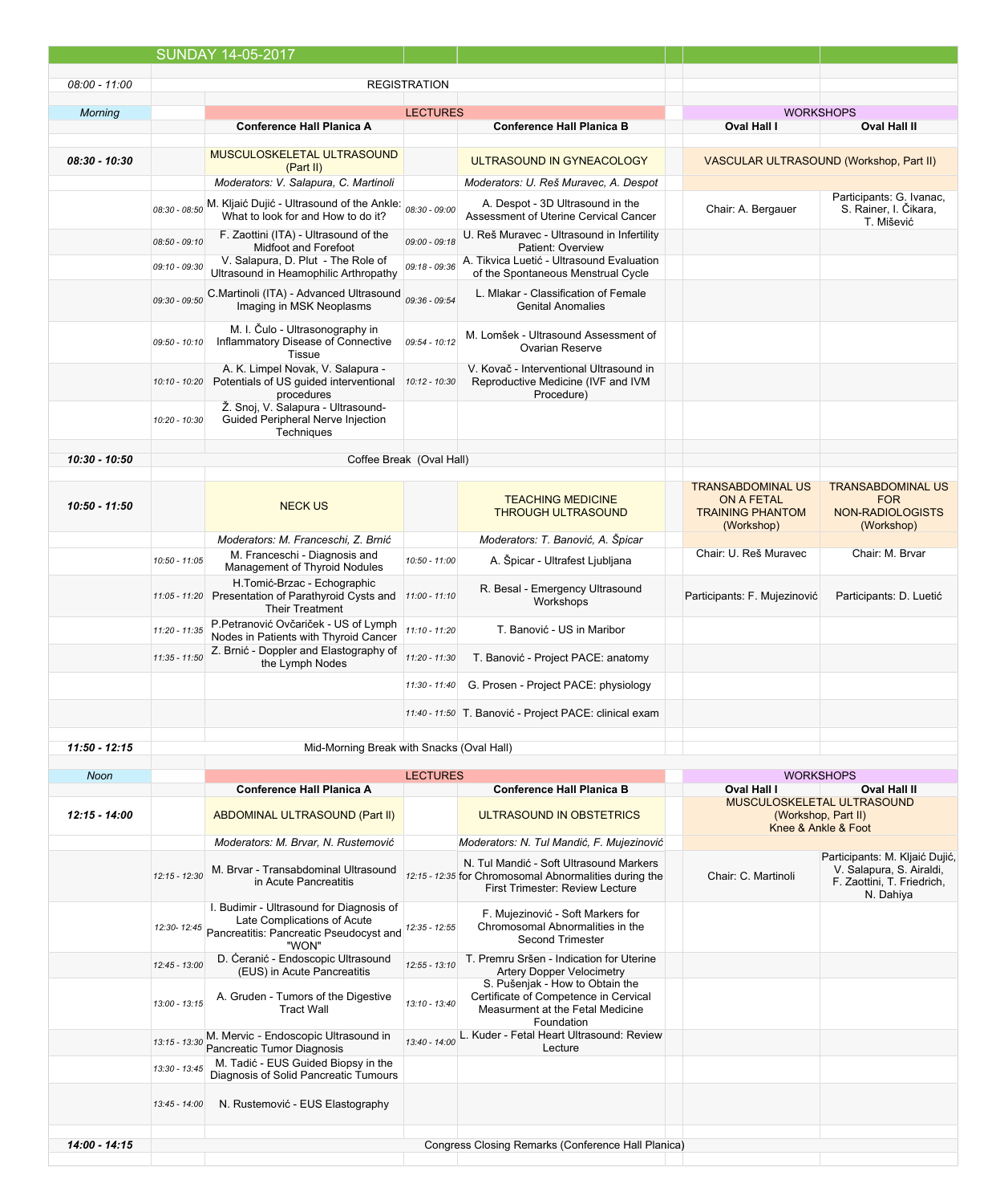# SUNDAY 14-05-2017

| | | | | | | |
|---|---|---|---|---|---|---|
| *08:00 - 11:00* | REGISTRATION | | | | | |
| *Morning* | LECTURES | | | | WORKSHOPS | |
| | | **Conference Hall Planica A** | | **Conference Hall Planica B** | **Oval Hall I** | **Oval Hall II** |
| ***08:30 - 10:30*** | | MUSCULOSKELETAL ULTRASOUND (Part II) | | ULTRASOUND IN GYNEACOLOGY | VASCULAR ULTRASOUND (Workshop, Part II) | |
| | | *Moderators: V. Salapura, C. Martinoli* | | *Moderators: U. Reš Muravec, A. Despot* | | |
| | *08:30 - 08:50* | M. Kljaić Dujić - Ultrasound of the Ankle: What to look for and How to do it? | *08:30 - 09:00* | A. Despot - 3D Ultrasound in the Assessment of Uterine Cervical Cancer | Chair: A. Bergauer | Participants: G. Ivanac, S. Rainer, I. Čikara, T. Mišević |
| | *08:50 - 09:10* | F. Zaottini (ITA) - Ultrasound of the Midfoot and Forefoot | *09:00 - 09:18* | U. Reš Muravec - Ultrasound in Infertility Patient: Overview | | |
| | *09:10 - 09:30* | V. Salapura, D. Plut - The Role of Ultrasound in Heamophilic Arthropathy | *09:18 - 09:36* | A. Tikvica Luetić - Ultrasound Evaluation of the Spontaneous Menstrual Cycle | | |
| | *09:30 - 09:50* | C.Martinoli (ITA) - Advanced Ultrasound Imaging in MSK Neoplasms | *09:36 - 09:54* | L. Mlakar - Classification of Female Genital Anomalies | | |
| | *09:50 - 10:10* | M. I. Čulo - Ultrasonography in Inflammatory Disease of Connective Tissue | *09:54 - 10:12* | M. Lomšek - Ultrasound Assessment of Ovarian Reserve | | |
| | *10:10 - 10:20* | A. K. Limpel Novak, V. Salapura - Potentials of US guided interventional procedures | *10:12 - 10:30* | V. Kovač - Interventional Ultrasound in Reproductive Medicine (IVF and IVM Procedure) | | |
| | *10:20 - 10:30* | Ž. Snoj, V. Salapura - Ultrasound-Guided Peripheral Nerve Injection Techniques | | | | |
| ***10:30 - 10:50*** | Coffee Break (Oval Hall) | | | | | |
| ***10:50 - 11:50*** | | NECK US | | TEACHING MEDICINE THROUGH ULTRASOUND | TRANSABDOMINAL US ON A FETAL TRAINING PHANTOM (Workshop) | TRANSABDOMINAL US FOR NON-RADIOLOGISTS (Workshop) |
| | | *Moderators: M. Franceschi, Z. Brnić* | | *Moderators: T. Banović, A. Špicar* | | |
| | *10:50 - 11:05* | M. Franceschi - Diagnosis and Management of Thyroid Nodules | *10:50 - 11:00* | A. Špicar - Ultrafest Ljubljana | Chair: U. Reš Muravec | Chair: M. Brvar |
| | *11:05 - 11:20* | H.Tomić-Brzac - Echographic Presentation of Parathyroid Cysts and Their Treatment | *11:00 - 11:10* | R. Besal - Emergency Ultrasound Workshops | Participants: F. Mujezinović | Participants: D. Luetić |
| | *11:20 - 11:35* | P.Petranović Ovčariček - US of Lymph Nodes in Patients with Thyroid Cancer | *11:10 - 11:20* | T. Banović - US in Maribor | | |
| | *11:35 - 11:50* | Z. Brnić - Doppler and Elastography of the Lymph Nodes | *11:20 - 11:30* | T. Banović - Project PACE: anatomy | | |
| | | | *11:30 - 11:40* | G. Prosen - Project PACE: physiology | | |
| | | | *11:40 - 11:50* | T. Banović - Project PACE: clinical exam | | |
| ***11:50 - 12:15*** | Mid-Morning Break with Snacks (Oval Hall) | | | | | |
| *Noon* | LECTURES | | | | WORKSHOPS | |
| | | **Conference Hall Planica A** | | **Conference Hall Planica B** | **Oval Hall I** | **Oval Hall II** |
| ***12:15 - 14:00*** | | ABDOMINAL ULTRASOUND (Part II) | | ULTRASOUND IN OBSTETRICS | MUSCULOSKELETAL ULTRASOUND (Workshop, Part II) Knee & Ankle & Foot | |
| | | *Moderators: M. Brvar, N. Rustemović* | | *Moderators: N. Tul Mandić, F. Mujezinović* | | |
| | *12:15 - 12:30* | M. Brvar - Transabdominal Ultrasound in Acute Pancreatitis | *12:15 - 12:35* | N. Tul Mandić - Soft Ultrasound Markers for Chromosomal Abnormalities during the First Trimester: Review Lecture | Chair: C. Martinoli | Participants: M. Kljaić Dujić, V. Salapura, S. Airaldi, F. Zaottini, T. Friedrich, N. Dahiya |
| | *12:30- 12:45* | I. Budimir - Ultrasound for Diagnosis of Late Complications of Acute Pancreatitis: Pancreatic Pseudocyst and "WON" | *12:35 - 12:55* | F. Mujezinović - Soft Markers for Chromosomal Abnormalities in the Second Trimester | | |
| | *12:45 - 13:00* | D. Ćeranić - Endoscopic Ultrasound (EUS) in Acute Pancreatitis | *12:55 - 13:10* | T. Premru Sršen - Indication for Uterine Artery Dopper Velocimetry | | |
| | *13:00 - 13:15* | A. Gruden - Tumors of the Digestive Tract Wall | *13:10 - 13:40* | S. Pušenjak - How to Obtain the Certificate of Competence in Cervical Measurment at the Fetal Medicine Foundation | | |
| | *13:15 - 13:30* | M. Mervic - Endoscopic Ultrasound in Pancreatic Tumor Diagnosis | *13:40 - 14:00* | L. Kuder - Fetal Heart Ultrasound: Review Lecture | | |
| | *13:30 - 13:45* | M. Tadić - EUS Guided Biopsy in the Diagnosis of Solid Pancreatic Tumours | | | | |
| | *13:45 - 14:00* | N. Rustemović - EUS Elastography | | | | |
| ***14:00 - 14:15*** | Congress Closing Remarks (Conference Hall Planica) | | | | | |